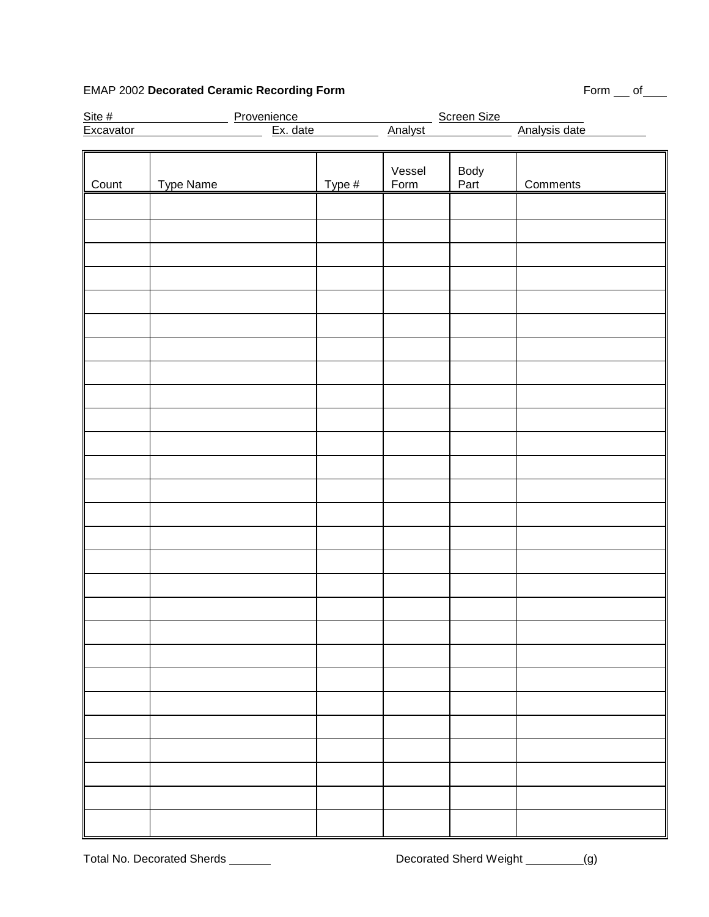EMAP 2002 **Decorated Ceramic Recording Form**

Form \_\_\_ of \_\_\_\_

Site # \_\_\_\_\_\_\_\_\_\_\_\_\_\_\_\_ Provenience \_\_\_\_\_\_\_\_\_\_\_\_\_\_\_\_\_\_ Screen Size \_\_\_\_\_\_\_\_\_\_\_\_

Excavator \_\_\_\_\_\_\_\_\_\_\_\_\_\_\_\_ Ex. date \_\_\_\_\_\_\_\_\_\_ Analyst \_\_\_\_\_\_\_\_\_\_\_\_ Analysis date \_\_\_\_\_\_\_\_\_\_

| Count | Type Name | Type # | Vessel Form | Body Part | Comments |
|---|---|---|---|---|---|
| | | | | | |
| | | | | | |
| | | | | | |
| | | | | | |
| | | | | | |
| | | | | | |
| | | | | | |
| | | | | | |
| | | | | | |
| | | | | | |
| | | | | | |
| | | | | | |
| | | | | | |
| | | | | | |
| | | | | | |
| | | | | | |
| | | | | | |
| | | | | | |
| | | | | | |
| | | | | | |
| | | | | | |
| | | | | | |
| | | | | | |
| | | | | | |
| | | | | | |
| | | | | | |
| | | | | | |
| | | | | | |
| | | | | | |

Total No. Decorated Sherds \_\_\_\_\_\_\_\_

Decorated Sherd Weight \_\_\_\_\_\_\_\_\_\_ (g)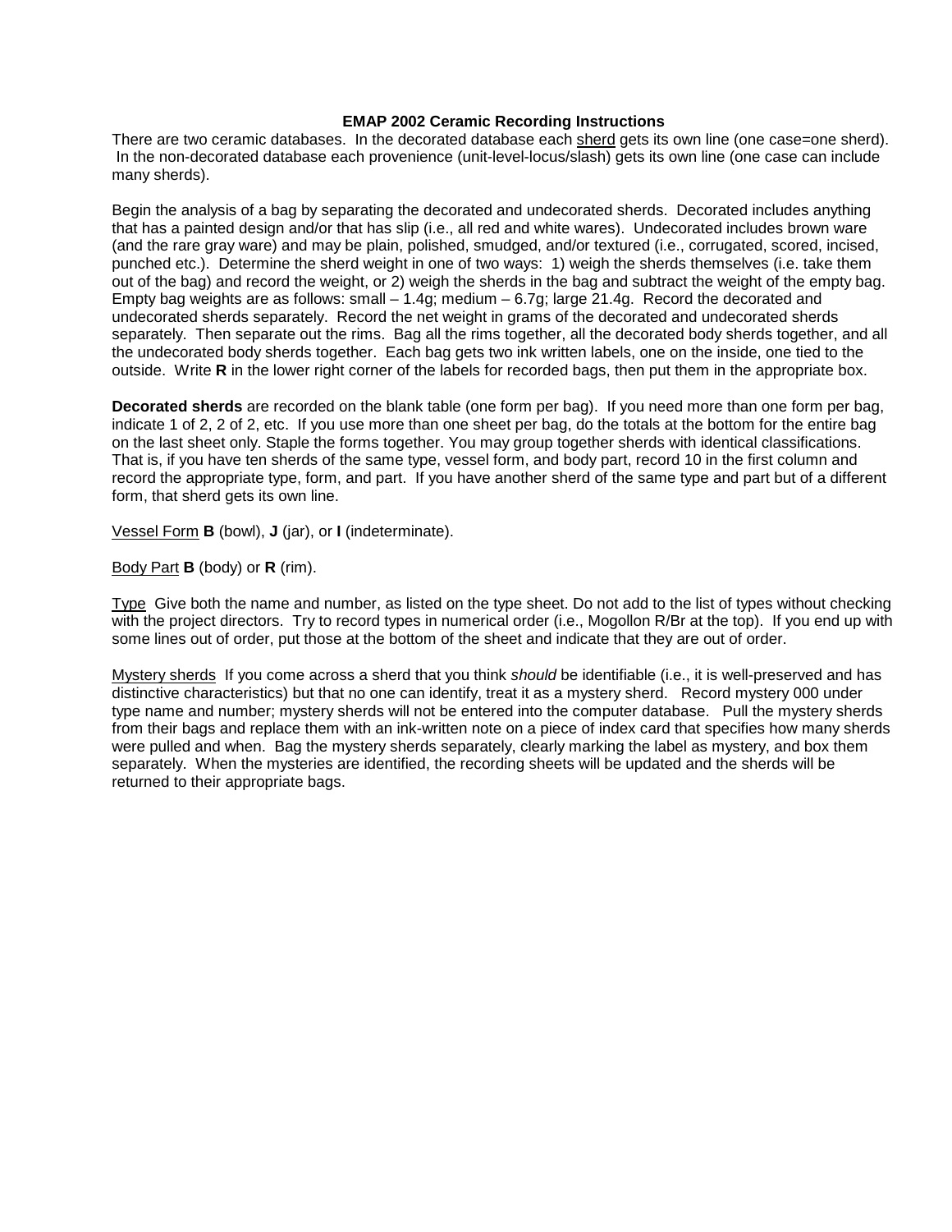## EMAP 2002 Ceramic Recording Instructions

There are two ceramic databases. In the decorated database each <u>sherd</u> gets its own line (one case=one sherd). In the non-decorated database each provenience (unit-level-locus/slash) gets its own line (one case can include many sherds).

Begin the analysis of a bag by separating the decorated and undecorated sherds. Decorated includes anything that has a painted design and/or that has slip (i.e., all red and white wares). Undecorated includes brown ware (and the rare gray ware) and may be plain, polished, smudged, and/or textured (i.e., corrugated, scored, incised, punched etc.). Determine the sherd weight in one of two ways: 1) weigh the sherds themselves (i.e. take them out of the bag) and record the weight, or 2) weigh the sherds in the bag and subtract the weight of the empty bag. Empty bag weights are as follows: small – 1.4g; medium – 6.7g; large 21.4g. Record the decorated and undecorated sherds separately. Record the net weight in grams of the decorated and undecorated sherds separately. Then separate out the rims. Bag all the rims together, all the decorated body sherds together, and all the undecorated body sherds together. Each bag gets two ink written labels, one on the inside, one tied to the outside. Write **R** in the lower right corner of the labels for recorded bags, then put them in the appropriate box.

**Decorated sherds** are recorded on the blank table (one form per bag). If you need more than one form per bag, indicate 1 of 2, 2 of 2, etc. If you use more than one sheet per bag, do the totals at the bottom for the entire bag on the last sheet only. Staple the forms together. You may group together sherds with identical classifications. That is, if you have ten sherds of the same type, vessel form, and body part, record 10 in the first column and record the appropriate type, form, and part. If you have another sherd of the same type and part but of a different form, that sherd gets its own line.

<u>Vessel Form</u> **B** (bowl), **J** (jar), or **I** (indeterminate).

<u>Body Part</u> **B** (body) or **R** (rim).

<u>Type</u> Give both the name and number, as listed on the type sheet. Do not add to the list of types without checking with the project directors. Try to record types in numerical order (i.e., Mogollon R/Br at the top). If you end up with some lines out of order, put those at the bottom of the sheet and indicate that they are out of order.

<u>Mystery sherds</u> If you come across a sherd that you think *should* be identifiable (i.e., it is well-preserved and has distinctive characteristics) but that no one can identify, treat it as a mystery sherd. Record mystery 000 under type name and number; mystery sherds will not be entered into the computer database. Pull the mystery sherds from their bags and replace them with an ink-written note on a piece of index card that specifies how many sherds were pulled and when. Bag the mystery sherds separately, clearly marking the label as mystery, and box them separately. When the mysteries are identified, the recording sheets will be updated and the sherds will be returned to their appropriate bags.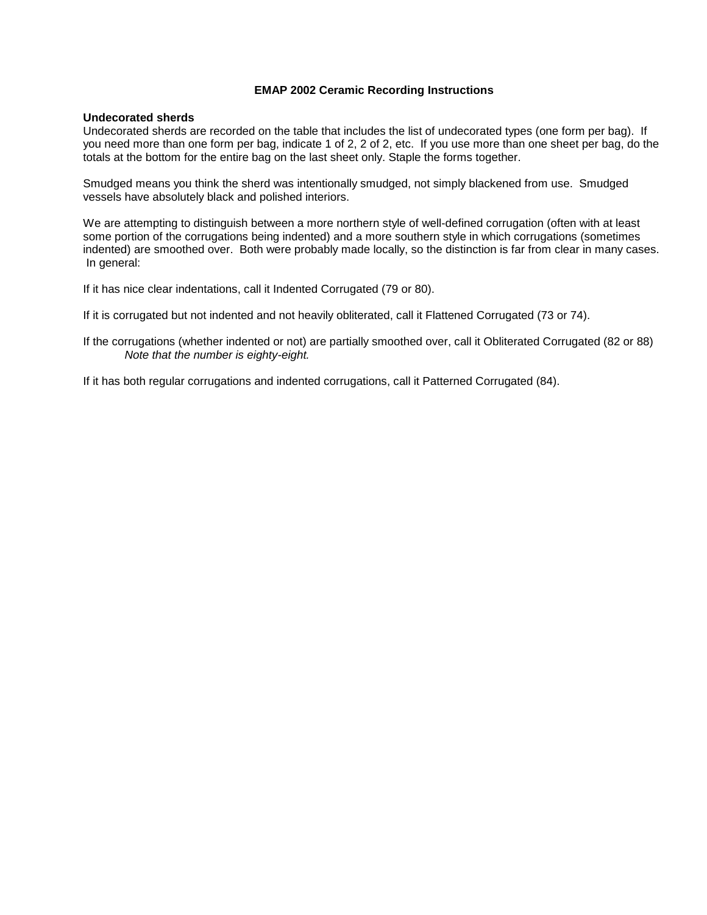# EMAP 2002 Ceramic Recording Instructions

**Undecorated sherds**
Undecorated sherds are recorded on the table that includes the list of undecorated types (one form per bag). If you need more than one form per bag, indicate 1 of 2, 2 of 2, etc. If you use more than one sheet per bag, do the totals at the bottom for the entire bag on the last sheet only. Staple the forms together.

Smudged means you think the sherd was intentionally smudged, not simply blackened from use. Smudged vessels have absolutely black and polished interiors.

We are attempting to distinguish between a more northern style of well-defined corrugation (often with at least some portion of the corrugations being indented) and a more southern style in which corrugations (sometimes indented) are smoothed over. Both were probably made locally, so the distinction is far from clear in many cases. In general:

If it has nice clear indentations, call it Indented Corrugated (79 or 80).

If it is corrugated but not indented and not heavily obliterated, call it Flattened Corrugated (73 or 74).

If the corrugations (whether indented or not) are partially smoothed over, call it Obliterated Corrugated (82 or 88)
*Note that the number is eighty-eight.*

If it has both regular corrugations and indented corrugations, call it Patterned Corrugated (84).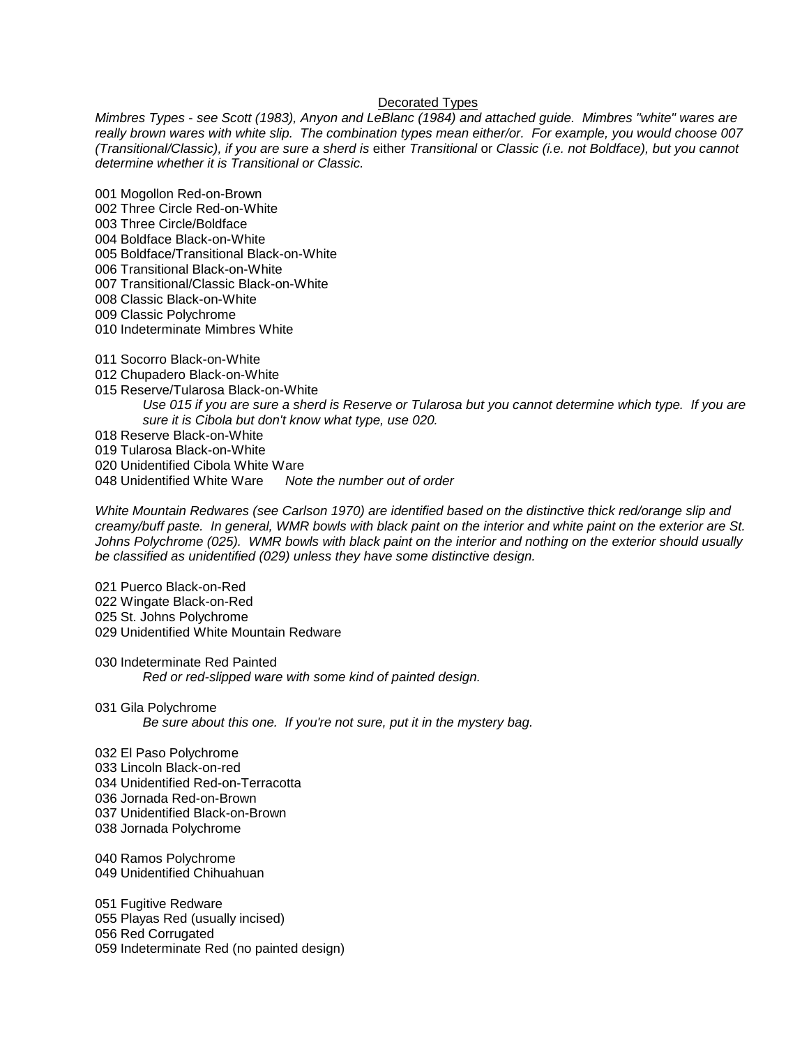## Decorated Types

*Mimbres Types - see Scott (1983), Anyon and LeBlanc (1984) and attached guide. Mimbres "white" wares are really brown wares with white slip. The combination types mean either/or. For example, you would choose 007 (Transitional/Classic), if you are sure a sherd is* either *Transitional* or *Classic (i.e. not Boldface), but you cannot determine whether it is Transitional or Classic.*

001 Mogollon Red-on-Brown
002 Three Circle Red-on-White
003 Three Circle/Boldface
004 Boldface Black-on-White
005 Boldface/Transitional Black-on-White
006 Transitional Black-on-White
007 Transitional/Classic Black-on-White
008 Classic Black-on-White
009 Classic Polychrome
010 Indeterminate Mimbres White

011 Socorro Black-on-White
012 Chupadero Black-on-White
015 Reserve/Tularosa Black-on-White
> *Use 015 if you are sure a sherd is Reserve or Tularosa but you cannot determine which type. If you are sure it is Cibola but don't know what type, use 020.*

018 Reserve Black-on-White
019 Tularosa Black-on-White
020 Unidentified Cibola White Ware
048 Unidentified White Ware *Note the number out of order*

*White Mountain Redwares (see Carlson 1970) are identified based on the distinctive thick red/orange slip and creamy/buff paste. In general, WMR bowls with black paint on the interior and white paint on the exterior are St. Johns Polychrome (025). WMR bowls with black paint on the interior and nothing on the exterior should usually be classified as unidentified (029) unless they have some distinctive design.*

021 Puerco Black-on-Red
022 Wingate Black-on-Red
025 St. Johns Polychrome
029 Unidentified White Mountain Redware

030 Indeterminate Red Painted
> *Red or red-slipped ware with some kind of painted design.*

031 Gila Polychrome
> *Be sure about this one. If you're not sure, put it in the mystery bag.*

032 El Paso Polychrome
033 Lincoln Black-on-red
034 Unidentified Red-on-Terracotta
036 Jornada Red-on-Brown
037 Unidentified Black-on-Brown
038 Jornada Polychrome

040 Ramos Polychrome
049 Unidentified Chihuahuan

051 Fugitive Redware
055 Playas Red (usually incised)
056 Red Corrugated
059 Indeterminate Red (no painted design)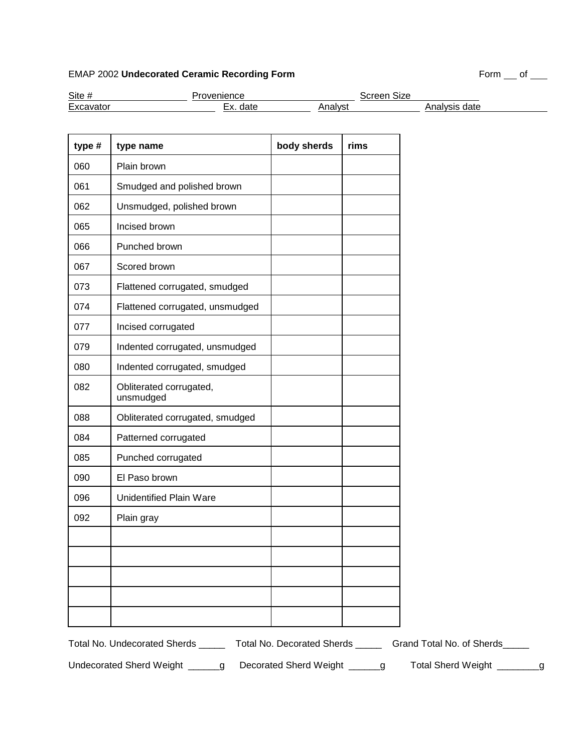EMAP 2002 **Undecorated Ceramic Recording Form** Form ___ of ___

Site # ________________ Provenience ____________________ Screen Size ____________

Excavator ____________________ Ex. date __________ Analyst ____________ Analysis date ____________

| type # | type name | body sherds | rims |
|---|---|---|---|
| 060 | Plain brown | | |
| 061 | Smudged and polished brown | | |
| 062 | Unsmudged, polished brown | | |
| 065 | Incised brown | | |
| 066 | Punched brown | | |
| 067 | Scored brown | | |
| 073 | Flattened corrugated, smudged | | |
| 074 | Flattened corrugated, unsmudged | | |
| 077 | Incised corrugated | | |
| 079 | Indented corrugated, unsmudged | | |
| 080 | Indented corrugated, smudged | | |
| 082 | Obliterated corrugated, unsmudged | | |
| 088 | Obliterated corrugated, smudged | | |
| 084 | Patterned corrugated | | |
| 085 | Punched corrugated | | |
| 090 | El Paso brown | | |
| 096 | Unidentified Plain Ware | | |
| 092 | Plain gray | | |
| | | | |
| | | | |
| | | | |
| | | | |
| | | | |

Total No. Undecorated Sherds _____ Total No. Decorated Sherds _____ Grand Total No. of Sherds_____

Undecorated Sherd Weight ______g Decorated Sherd Weight ______g Total Sherd Weight ________g